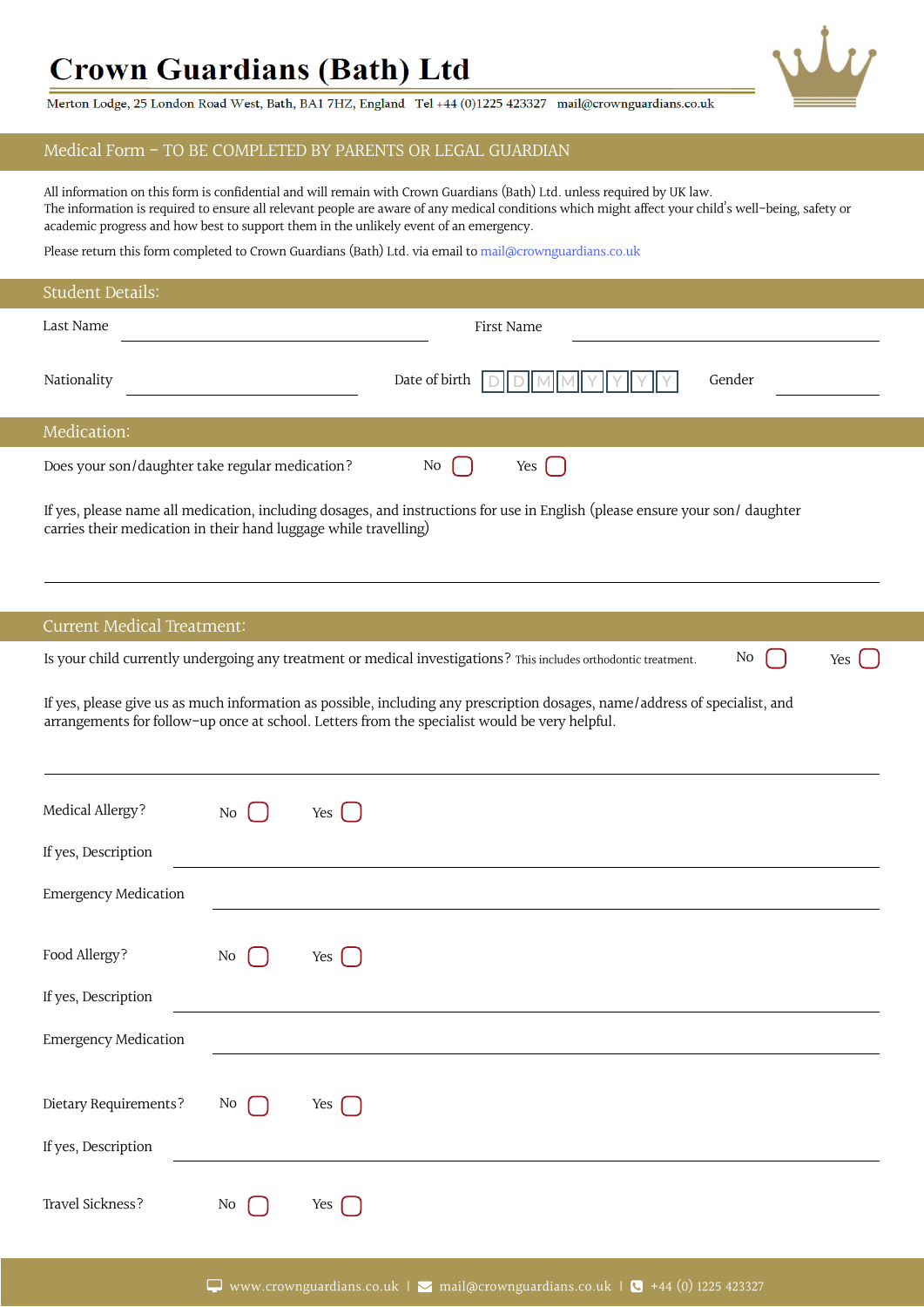# Crown Guardians (Bath) Ltd

Merton Lodge, 25 London Road West, Bath, BA1 7HZ, England Tel +44 (0)1225 423327 mail@crownguardians.co.uk

## Medical Form – TO BE COMPLETED BY PARENTS OR LEGAL GUARDIAN

All information on this form is confidential and will remain with Crown Guardians (Bath) Ltd. unless required by UK law.
The information is required to ensure all relevant people are aware of any medical conditions which might affect your child's well-being, safety or academic progress and how best to support them in the unlikely event of an emergency.

Please return this form completed to Crown Guardians (Bath) Ltd. via email to mail@crownguardians.co.uk

## Student Details:

Last Name ______________________ First Name ______________________

Nationality ______________________ Date of birth D D M M Y Y Y Y Gender ____________

## Medication:

Does your son/daughter take regular medication? No ☐ Yes ☐

If yes, please name all medication, including dosages, and instructions for use in English (please ensure your son/ daughter carries their medication in their hand luggage while travelling)

______________________________________________

## Current Medical Treatment:

Is your child currently undergoing any treatment or medical investigations? This includes orthodontic treatment. No ☐ Yes ☐

If yes, please give us as much information as possible, including any prescription dosages, name/address of specialist, and arrangements for follow-up once at school. Letters from the specialist would be very helpful.

______________________________________________

Medical Allergy? No ☐ Yes ☐

If yes, Description ______________________________________________

Emergency Medication ______________________________________________

Food Allergy? No ☐ Yes ☐

If yes, Description ______________________________________________

Emergency Medication ______________________________________________

Dietary Requirements? No ☐ Yes ☐

If yes, Description ______________________________________________

Travel Sickness? No ☐ Yes ☐

www.crownguardians.co.uk | mail@crownguardians.co.uk | +44 (0) 1225 423327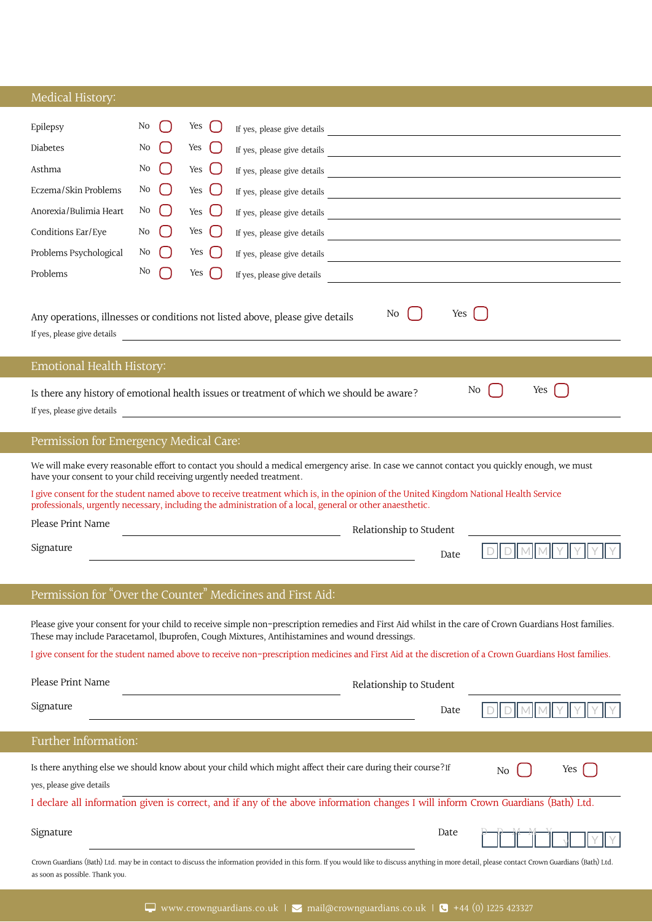## Medical History:

| | | | | | |
|---|---|---|---|---|---|
| Epilepsy | No ▢ | Yes ▢ | If yes, please give details | |
| Diabetes | No ▢ | Yes ▢ | If yes, please give details | |
| Asthma | No ▢ | Yes ▢ | If yes, please give details | |
| Eczema/Skin Problems | No ▢ | Yes ▢ | If yes, please give details | |
| Anorexia/Bulimia Heart | No ▢ | Yes ▢ | If yes, please give details | |
| Conditions Ear/Eye | No ▢ | Yes ▢ | If yes, please give details | |
| Problems Psychological | No ▢ | Yes ▢ | If yes, please give details | |
| Problems | No ▢ | Yes ▢ | If yes, please give details | |

Any operations, illnesses or conditions not listed above, please give details No ▢ Yes ▢

If yes, please give details ______________________________

## Emotional Health History:

Is there any history of emotional health issues or treatment of which we should be aware? No ▢ Yes ▢

If yes, please give details ______________________________

## Permission for Emergency Medical Care:

We will make every reasonable effort to contact you should a medical emergency arise. In case we cannot contact you quickly enough, we must have your consent to your child receiving urgently needed treatment.

I give consent for the student named above to receive treatment which is, in the opinion of the United Kingdom National Health Service professionals, urgently necessary, including the administration of a local, general or other anaesthetic.

Please Print Name ______________________ Relationship to Student ______________________

Signature ______________________ Date D D M M Y Y Y Y

## Permission for "Over the Counter" Medicines and First Aid:

Please give your consent for your child to receive simple non-prescription remedies and First Aid whilst in the care of Crown Guardians Host families. These may include Paracetamol, Ibuprofen, Cough Mixtures, Antihistamines and wound dressings.

I give consent for the student named above to receive non-prescription medicines and First Aid at the discretion of a Crown Guardians Host families.

Please Print Name ______________________ Relationship to Student ______________________

Signature ______________________ Date D D M M Y Y Y Y

## Further Information:

Is there anything else we should know about your child which might affect their care during their course? If yes, please give details No ▢ Yes ▢

______________________________

I declare all information given is correct, and if any of the above information changes I will inform Crown Guardians (Bath) Ltd.

Signature ______________________ Date D D M M Y Y Y Y

Crown Guardians (Bath) Ltd. may be in contact to discuss the information provided in this form. If you would like to discuss anything in more detail, please contact Crown Guardians (Bath) Ltd. as soon as possible. Thank you.

www.crownguardians.co.uk | mail@crownguardians.co.uk | +44 (0) 1225 423327